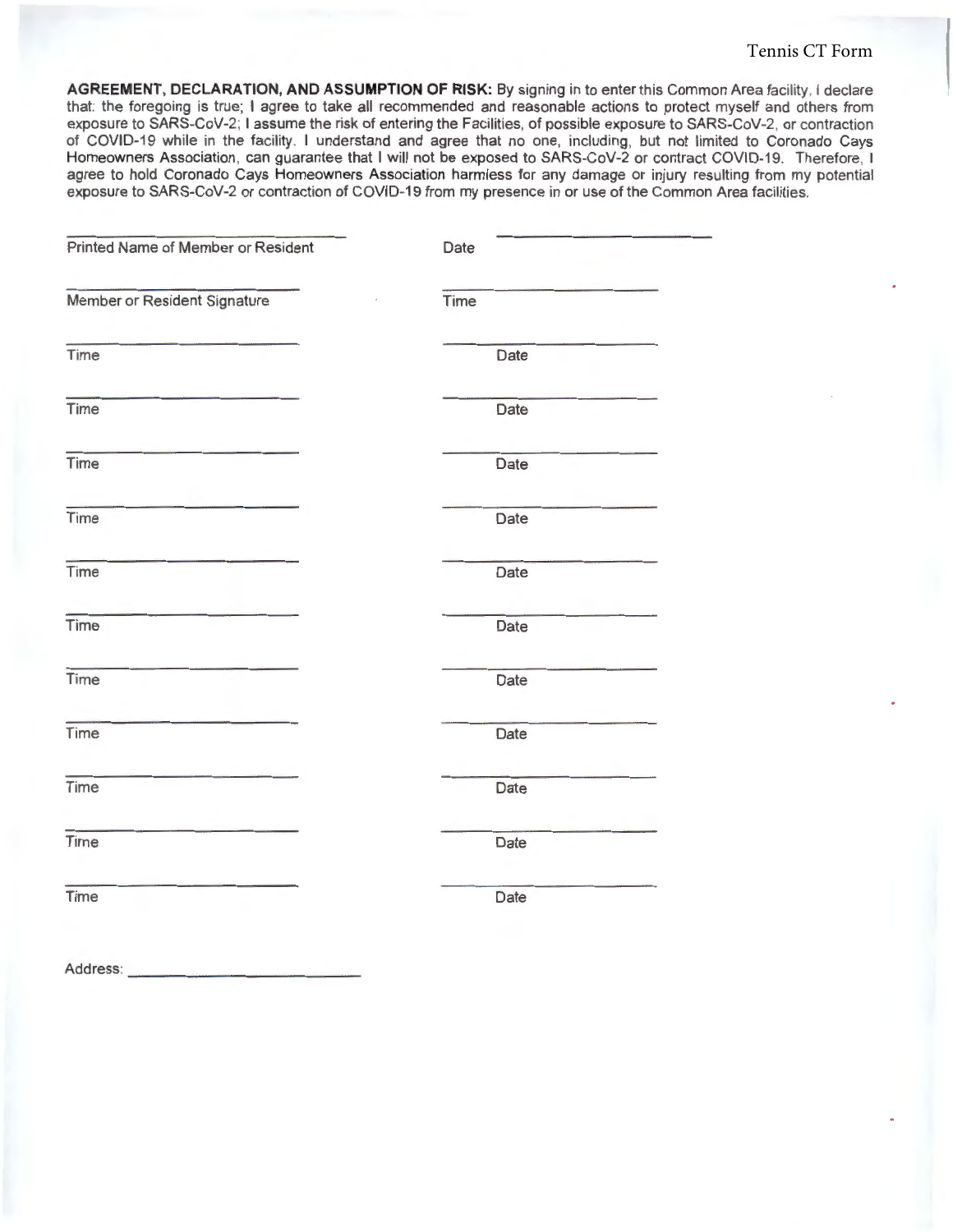Tennis CT Form

**AGREEMENT, DECLARATION, AND ASSUMPTION OF RISK:** By signing in to enter this Common Area facility, I declare that: the foregoing is true; I agree to take all recommended and reasonable actions to protect myself and others from exposure to SARS-CoV-2; I assume the risk of entering the Facilities, of possible exposure to SARS-CoV-2, or contraction of COVID-19 while in the facility. I understand and agree that no one, including, but not limited to Coronado Cays Homeowners Association, can guarantee that I will not be exposed to SARS-CoV-2 or contract COVID-19. Therefore, I agree to hold Coronado Cays Homeowners Association harmless for any damage or injury resulting from my potential exposure to SARS-CoV-2 or contraction of COVID-19 from my presence in or use of the Common Area facilities.

| | |
|---|---|
| Printed Name of Member or Resident | Date |
| Member or Resident Signature | Time |
| Time | Date |
| Time | Date |
| Time | Date |
| Time | Date |
| Time | Date |
| Time | Date |
| Time | Date |
| Time | Date |
| Time | Date |
| Time | Date |
| Time | Date |

Address: ____________________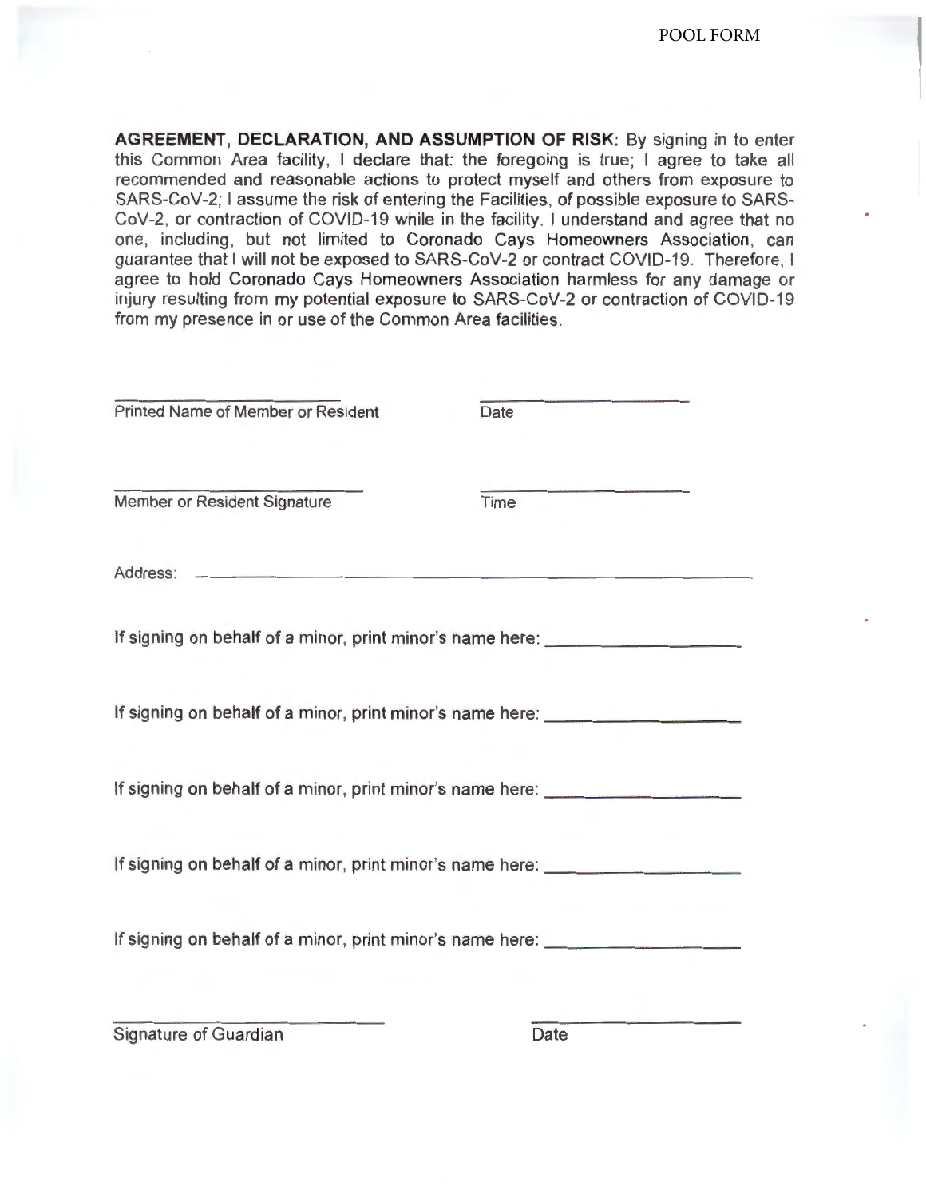POOL FORM

**AGREEMENT, DECLARATION, AND ASSUMPTION OF RISK:** By signing in to enter this Common Area facility, I declare that: the foregoing is true; I agree to take all recommended and reasonable actions to protect myself and others from exposure to SARS-CoV-2; I assume the risk of entering the Facilities, of possible exposure to SARS-CoV-2, or contraction of COVID-19 while in the facility. I understand and agree that no one, including, but not limited to Coronado Cays Homeowners Association, can guarantee that I will not be exposed to SARS-CoV-2 or contract COVID-19. Therefore, I agree to hold Coronado Cays Homeowners Association harmless for any damage or injury resulting from my potential exposure to SARS-CoV-2 or contraction of COVID-19 from my presence in or use of the Common Area facilities.

\_\_\_\_\_\_\_\_\_\_\_\_\_\_\_\_\_\_\_\_\_\_\_\_ \_\_\_\_\_\_\_\_\_\_\_\_\_\_\_\_\_\_\_\_

Printed Name of Member or Resident Date

\_\_\_\_\_\_\_\_\_\_\_\_\_\_\_\_\_\_\_\_\_\_\_\_ \_\_\_\_\_\_\_\_\_\_\_\_\_\_\_\_\_\_\_\_

Member or Resident Signature Time

Address: \_\_\_\_\_\_\_\_\_\_\_\_\_\_\_\_\_\_\_\_\_\_\_\_\_\_\_\_\_\_\_\_\_\_\_\_\_\_\_\_\_\_\_\_\_\_\_\_\_\_\_\_

If signing on behalf of a minor, print minor's name here: \_\_\_\_\_\_\_\_\_\_\_\_\_\_\_\_\_\_\_\_

If signing on behalf of a minor, print minor's name here: \_\_\_\_\_\_\_\_\_\_\_\_\_\_\_\_\_\_\_\_

If signing on behalf of a minor, print minor's name here: \_\_\_\_\_\_\_\_\_\_\_\_\_\_\_\_\_\_\_\_

If signing on behalf of a minor, print minor's name here: \_\_\_\_\_\_\_\_\_\_\_\_\_\_\_\_\_\_\_\_

If signing on behalf of a minor, print minor's name here: \_\_\_\_\_\_\_\_\_\_\_\_\_\_\_\_\_\_\_\_

\_\_\_\_\_\_\_\_\_\_\_\_\_\_\_\_\_\_\_\_\_\_\_\_ \_\_\_\_\_\_\_\_\_\_\_\_\_\_\_\_\_\_\_\_

Signature of Guardian Date